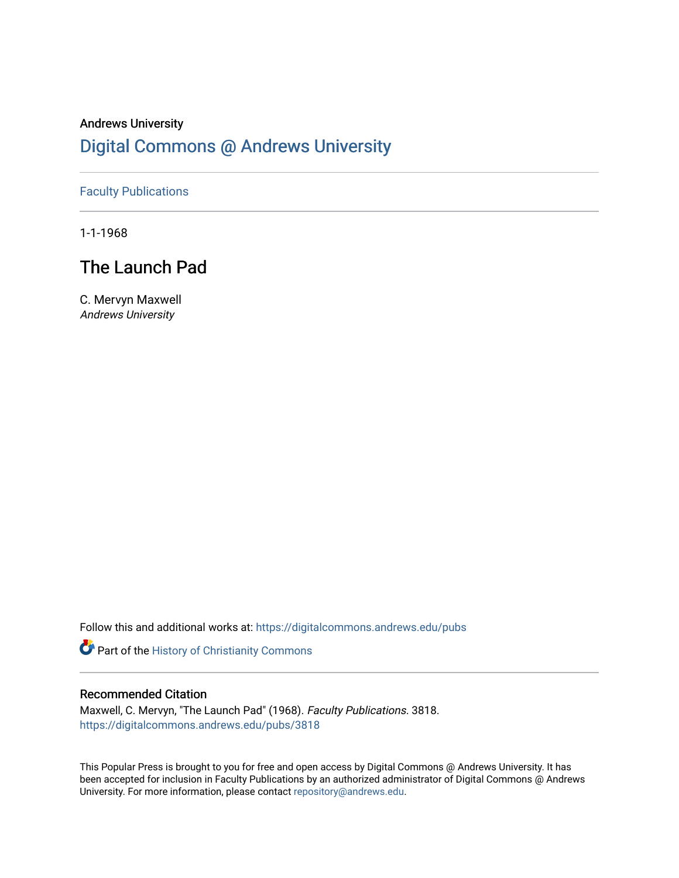Andrews University

# Digital Commons @ Andrews University

Faculty Publications

1-1-1968

## The Launch Pad

C. Mervyn Maxwell
*Andrews University*

Follow this and additional works at: https://digitalcommons.andrews.edu/pubs

Part of the History of Christianity Commons

### Recommended Citation

Maxwell, C. Mervyn, "The Launch Pad" (1968). *Faculty Publications*. 3818.
https://digitalcommons.andrews.edu/pubs/3818

This Popular Press is brought to you for free and open access by Digital Commons @ Andrews University. It has been accepted for inclusion in Faculty Publications by an authorized administrator of Digital Commons @ Andrews University. For more information, please contact repository@andrews.edu.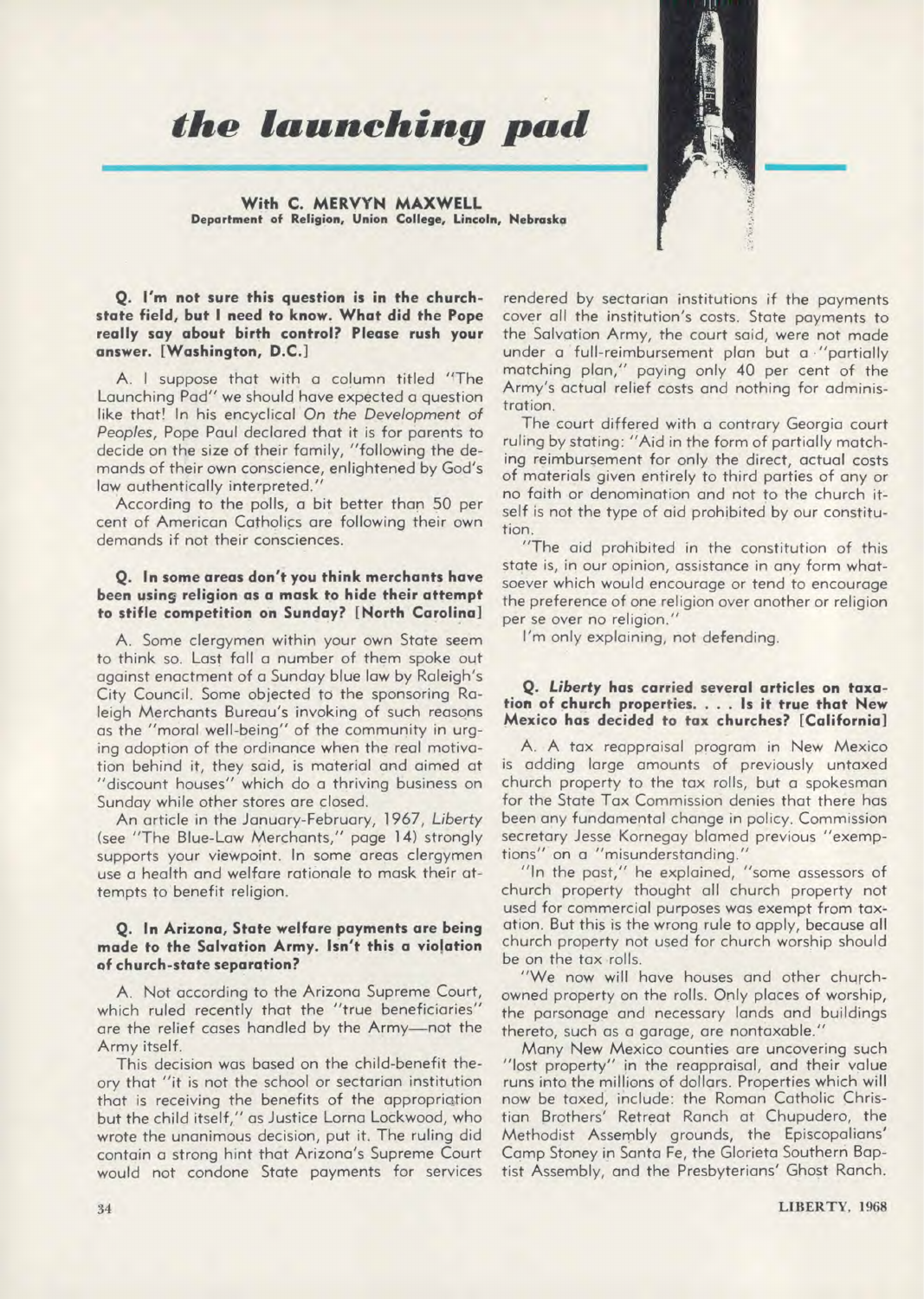# the launching pad

**With C. MERVYN MAXWELL**
**Department of Religion, Union College, Lincoln, Nebraska**

**Q. I'm not sure this question is in the church-state field, but I need to know. What did the Pope really say about birth control? Please rush your answer. [Washington, D.C.]**

A. I suppose that with a column titled "The Launching Pad" we should have expected a question like that! In his encyclical *On the Development of Peoples*, Pope Paul declared that it is for parents to decide on the size of their family, "following the demands of their own conscience, enlightened by God's law authentically interpreted."

According to the polls, a bit better than 50 per cent of American Catholics are following their own demands if not their consciences.

**Q. In some areas don't you think merchants have been using religion as a mask to hide their attempt to stifle competition on Sunday? [North Carolina]**

A. Some clergymen within your own State seem to think so. Last fall a number of them spoke out against enactment of a Sunday blue law by Raleigh's City Council. Some objected to the sponsoring Raleigh Merchants Bureau's invoking of such reasons as the "moral well-being" of the community in urging adoption of the ordinance when the real motivation behind it, they said, is material and aimed at "discount houses" which do a thriving business on Sunday while other stores are closed.

An article in the January-February, 1967, *Liberty* (see "The Blue-Law Merchants," page 14) strongly supports your viewpoint. In some areas clergymen use a health and welfare rationale to mask their attempts to benefit religion.

**Q. In Arizona, State welfare payments are being made to the Salvation Army. Isn't this a violation of church-state separation?**

A. Not according to the Arizona Supreme Court, which ruled recently that the "true beneficiaries" are the relief cases handled by the Army—not the Army itself.

This decision was based on the child-benefit theory that "it is not the school or sectarian institution that is receiving the benefits of the appropriation but the child itself," as Justice Lorna Lockwood, who wrote the unanimous decision, put it. The ruling did contain a strong hint that Arizona's Supreme Court would not condone State payments for services rendered by sectarian institutions if the payments cover all the institution's costs. State payments to the Salvation Army, the court said, were not made under a full-reimbursement plan but a "partially matching plan," paying only 40 per cent of the Army's actual relief costs and nothing for administration.

The court differed with a contrary Georgia court ruling by stating: "Aid in the form of partially matching reimbursement for only the direct, actual costs of materials given entirely to third parties of any or no faith or denomination and not to the church itself is not the type of aid prohibited by our constitution.

"The aid prohibited in the constitution of this state is, in our opinion, assistance in any form whatsoever which would encourage or tend to encourage the preference of one religion over another or religion per se over no religion."

I'm only explaining, not defending.

**Q. *Liberty* has carried several articles on taxation of church properties. . . . Is it true that New Mexico has decided to tax churches? [California]**

A. A tax reappraisal program in New Mexico is adding large amounts of previously untaxed church property to the tax rolls, but a spokesman for the State Tax Commission denies that there has been any fundamental change in policy. Commission secretary Jesse Kornegay blamed previous "exemptions" on a "misunderstanding."

"In the past," he explained, "some assessors of church property thought all church property not used for commercial purposes was exempt from taxation. But this is the wrong rule to apply, because all church property not used for church worship should be on the tax rolls.

"We now will have houses and other church-owned property on the rolls. Only places of worship, the parsonage and necessary lands and buildings thereto, such as a garage, are nontaxable."

Many New Mexico counties are uncovering such "lost property" in the reappraisal, and their value runs into the millions of dollars. Properties which will now be taxed, include: the Roman Catholic Christian Brothers' Retreat Ranch at Chupudero, the Methodist Assembly grounds, the Episcopalians' Camp Stoney in Santa Fe, the Glorieta Southern Baptist Assembly, and the Presbyterians' Ghost Ranch.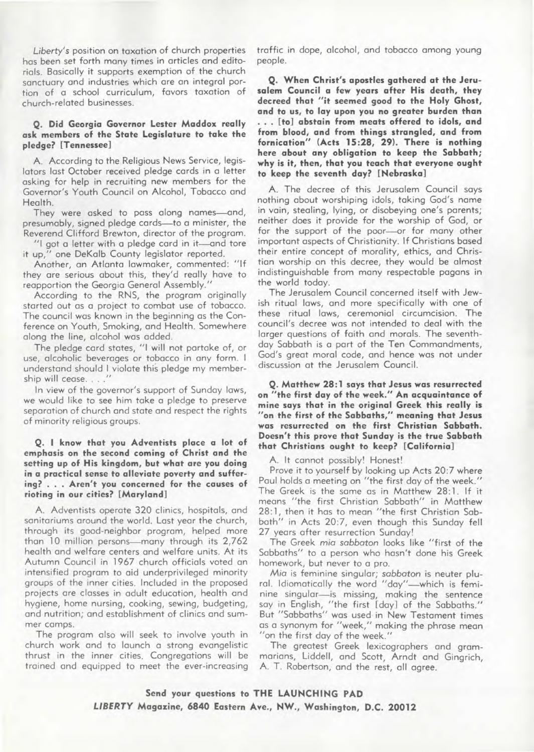*Liberty's* position on taxation of church properties has been set forth many times in articles and editorials. Basically it supports exemption of the church sanctuary and industries which are an integral portion of a school curriculum, favors taxation of church-related businesses.

**Q. Did Georgia Governor Lester Maddox really ask members of the State Legislature to take the pledge? [Tennessee]**

A. According to the Religious News Service, legislators last October received pledge cards in a letter asking for help in recruiting new members for the Governor's Youth Council on Alcohol, Tobacco and Health.

They were asked to pass along names—and, presumably, signed pledge cards—to a minister, the Reverend Clifford Brewton, director of the program.

"I got a letter with a pledge card in it—and tore it up," one DeKalb County legislator reported.

Another, an Atlanta lawmaker, commented: "If they are serious about this, they'd really have to reapportion the Georgia General Assembly."

According to the RNS, the program originally started out as a project to combat use of tobacco. The council was known in the beginning as the Conference on Youth, Smoking, and Health. Somewhere along the line, alcohol was added.

The pledge card states, "I will not partake of, or use, alcoholic beverages or tobacco in any form. I understand should I violate this pledge my membership will cease. . . ."

In view of the governor's support of Sunday laws, we would like to see him take a pledge to preserve separation of church and state and respect the rights of minority religious groups.

**Q. I know that you Adventists place a lot of emphasis on the second coming of Christ and the setting up of His kingdom, but what are you doing in a practical sense to alleviate poverty and suffering? . . . Aren't you concerned for the causes of rioting in our cities? [Maryland]**

A. Adventists operate 320 clinics, hospitals, and sanitariums around the world. Last year the church, through its good-neighbor program, helped more than 10 million persons—many through its 2,762 health and welfare centers and welfare units. At its Autumn Council in 1967 church officials voted an intensified program to aid underprivileged minority groups of the inner cities. Included in the proposed projects are classes in adult education, health and hygiene, home nursing, cooking, sewing, budgeting, and nutrition; and establishment of clinics and summer camps.

The program also will seek to involve youth in church work and to launch a strong evangelistic thrust in the inner cities. Congregations will be trained and equipped to meet the ever-increasing traffic in dope, alcohol, and tobacco among young people.

**Q. When Christ's apostles gathered at the Jerusalem Council a few years after His death, they decreed that "it seemed good to the Holy Ghost, and to us, to lay upon you no greater burden than . . . [to] abstain from meats offered to idols, and from blood, and from things strangled, and from fornication" (Acts 15:28, 29). There is nothing here about any obligation to keep the Sabbath; why is it, then, that you teach that everyone ought to keep the seventh day? [Nebraska]**

A. The decree of this Jerusalem Council says nothing about worshiping idols, taking God's name in vain, stealing, lying, or disobeying one's parents; neither does it provide for the worship of God, or for the support of the poor—or for many other important aspects of Christianity. If Christians based their entire concept of morality, ethics, and Christian worship on this decree, they would be almost indistinguishable from many respectable pagans in the world today.

The Jerusalem Council concerned itself with Jewish ritual laws, and more specifically with one of these ritual laws, ceremonial circumcision. The council's decree was not intended to deal with the larger questions of faith and morals. The seventh-day Sabbath is a part of the Ten Commandments, God's great moral code, and hence was not under discussion at the Jerusalem Council.

**Q. Matthew 28:1 says that Jesus was resurrected on "the first day of the week." An acquaintance of mine says that in the original Greek this really is "on the first of the Sabbaths," meaning that Jesus was resurrected on the first Christian Sabbath. Doesn't this prove that Sunday is the true Sabbath that Christians ought to keep? [California]**

A. It cannot possibly! Honest!

Prove it to yourself by looking up Acts 20:7 where Paul holds a meeting on "the first day of the week." The Greek is the same as in Matthew 28:1. If it means "the first Christian Sabbath" in Matthew 28:1, then it has to mean "the first Christian Sabbath" in Acts 20:7, even though this Sunday fell 27 years after resurrection Sunday!

The Greek *mia sabbaton* looks like "first of the Sabbaths" to a person who hasn't done his Greek homework, but never to a pro.

*Mia* is feminine singular; *sabbaton* is neuter plural. Idiomatically the word "day"—which is feminine singular—is missing, making the sentence say in English, "the first [day] of the Sabbaths." But "Sabbaths" was used in New Testament times as a synonym for "week," making the phrase mean "on the first day of the week."

The greatest Greek lexicographers and grammarians, Liddell, and Scott, Arndt and Gingrich, A. T. Robertson, and the rest, all agree.

**Send your questions to THE LAUNCHING PAD**
***LIBERTY* Magazine, 6840 Eastern Ave., NW., Washington, D.C. 20012**